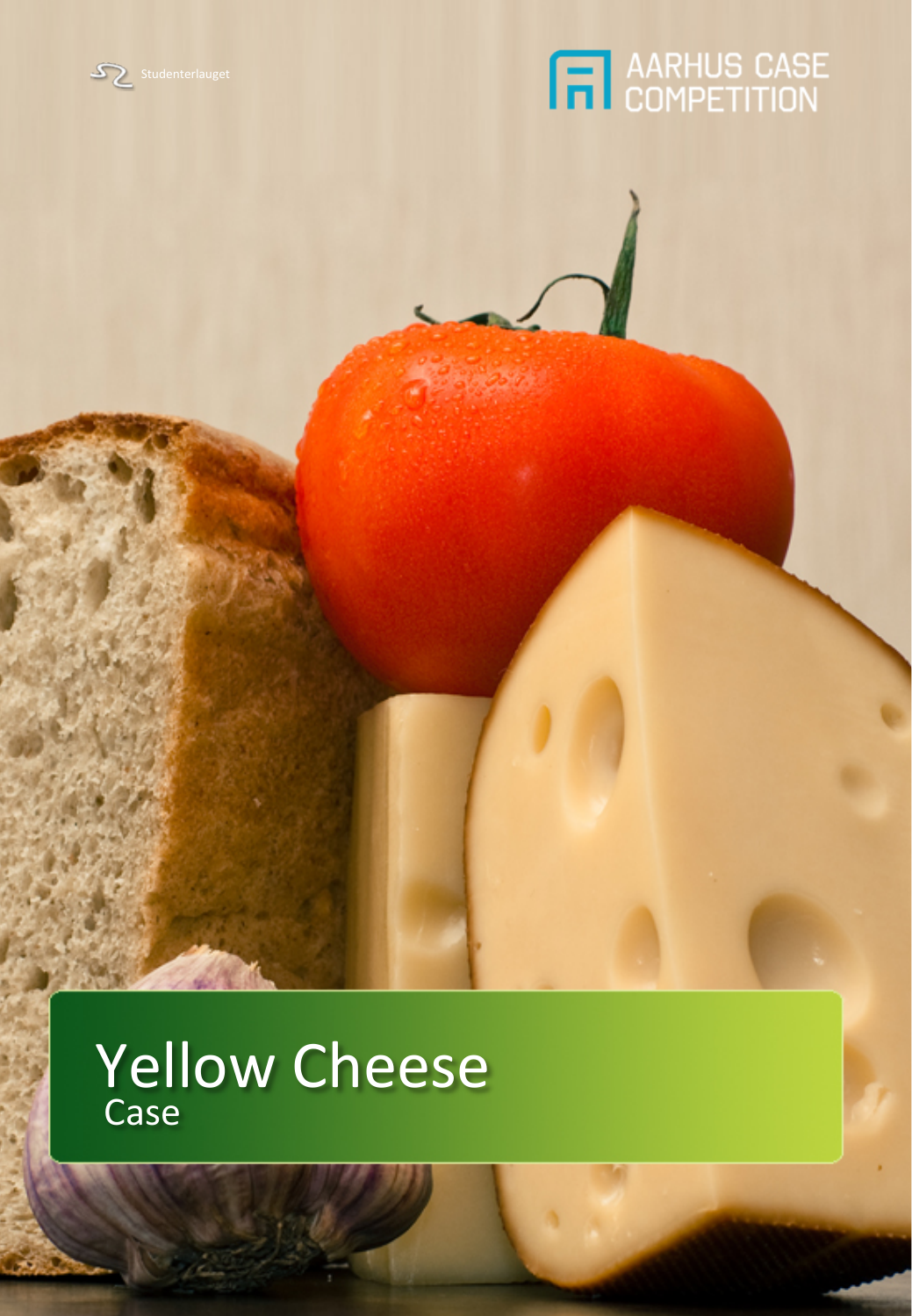Studenterlauget

AARHUS CASE COMPETITION

# Yellow Cheese

## Case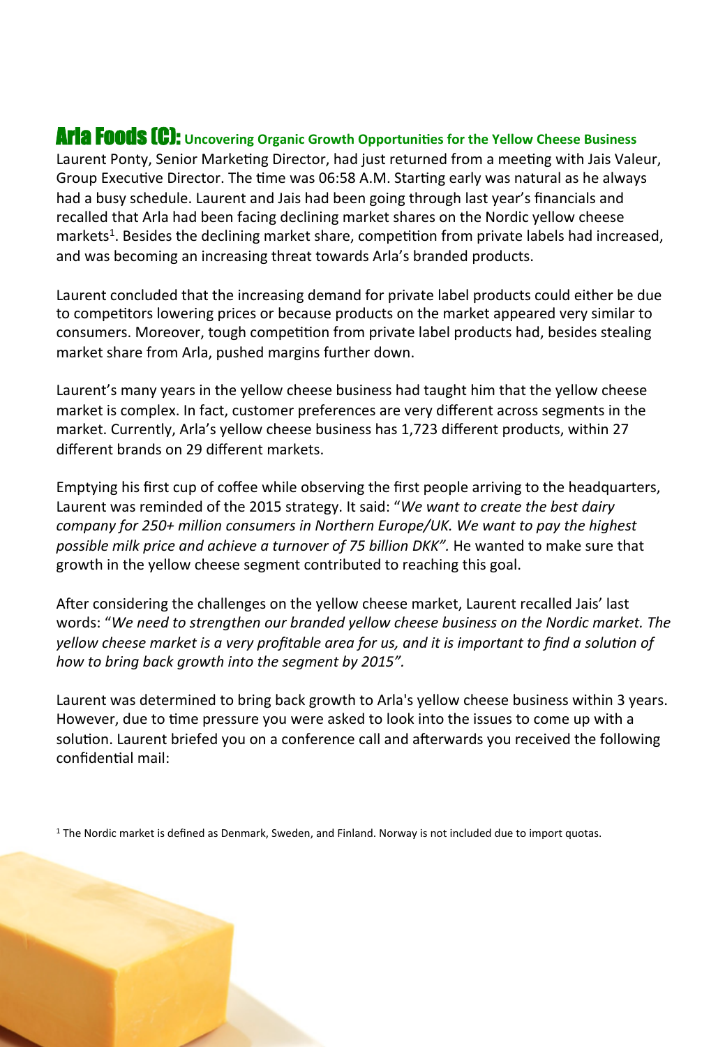# Arla Foods (C): Uncovering Organic Growth Opportunities for the Yellow Cheese Business

Laurent Ponty, Senior Marketing Director, had just returned from a meeting with Jais Valeur, Group Executive Director. The time was 06:58 A.M. Starting early was natural as he always had a busy schedule. Laurent and Jais had been going through last year's financials and recalled that Arla had been facing declining market shares on the Nordic yellow cheese markets[1]. Besides the declining market share, competition from private labels had increased, and was becoming an increasing threat towards Arla's branded products.

Laurent concluded that the increasing demand for private label products could either be due to competitors lowering prices or because products on the market appeared very similar to consumers. Moreover, tough competition from private label products had, besides stealing market share from Arla, pushed margins further down.

Laurent's many years in the yellow cheese business had taught him that the yellow cheese market is complex. In fact, customer preferences are very different across segments in the market. Currently, Arla's yellow cheese business has 1,723 different products, within 27 different brands on 29 different markets.

Emptying his first cup of coffee while observing the first people arriving to the headquarters, Laurent was reminded of the 2015 strategy. It said: "*We want to create the best dairy company for 250+ million consumers in Northern Europe/UK. We want to pay the highest possible milk price and achieve a turnover of 75 billion DKK".* He wanted to make sure that growth in the yellow cheese segment contributed to reaching this goal.

After considering the challenges on the yellow cheese market, Laurent recalled Jais' last words: "*We need to strengthen our branded yellow cheese business on the Nordic market. The yellow cheese market is a very profitable area for us, and it is important to find a solution of how to bring back growth into the segment by 2015".*

Laurent was determined to bring back growth to Arla's yellow cheese business within 3 years. However, due to time pressure you were asked to look into the issues to come up with a solution. Laurent briefed you on a conference call and afterwards you received the following confidential mail:

[1] The Nordic market is defined as Denmark, Sweden, and Finland. Norway is not included due to import quotas.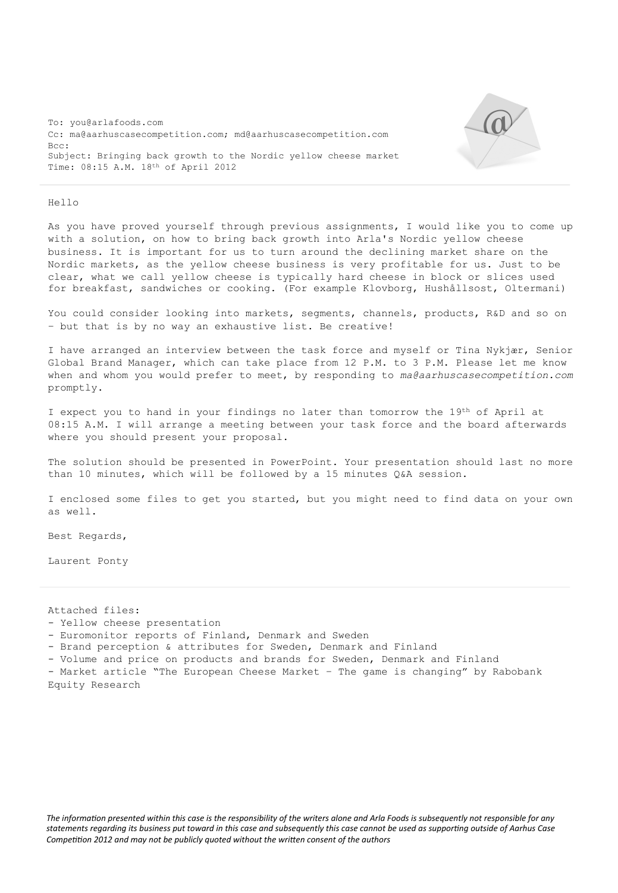To: you@arlafoods.com
Cc: ma@aarhuscasecompetition.com; md@aarhuscasecompetition.com
Bcc:
Subject: Bringing back growth to the Nordic yellow cheese market
Time: 08:15 A.M. 18th of April 2012

---

Hello

As you have proved yourself through previous assignments, I would like you to come up with a solution, on how to bring back growth into Arla's Nordic yellow cheese business. It is important for us to turn around the declining market share on the Nordic markets, as the yellow cheese business is very profitable for us. Just to be clear, what we call yellow cheese is typically hard cheese in block or slices used for breakfast, sandwiches or cooking. (For example Klovborg, Hushållsost, Oltermani)

You could consider looking into markets, segments, channels, products, R&D and so on – but that is by no way an exhaustive list. Be creative!

I have arranged an interview between the task force and myself or Tina Nykjær, Senior Global Brand Manager, which can take place from 12 P.M. to 3 P.M. Please let me know when and whom you would prefer to meet, by responding to *ma@aarhuscasecompetition.com* promptly.

I expect you to hand in your findings no later than tomorrow the 19th of April at 08:15 A.M. I will arrange a meeting between your task force and the board afterwards where you should present your proposal.

The solution should be presented in PowerPoint. Your presentation should last no more than 10 minutes, which will be followed by a 15 minutes Q&A session.

I enclosed some files to get you started, but you might need to find data on your own as well.

Best Regards,

Laurent Ponty

---

Attached files:

- Yellow cheese presentation
- Euromonitor reports of Finland, Denmark and Sweden
- Brand perception & attributes for Sweden, Denmark and Finland
- Volume and price on products and brands for Sweden, Denmark and Finland
- Market article "The European Cheese Market – The game is changing" by Rabobank Equity Research

*The information presented within this case is the responsibility of the writers alone and Arla Foods is subsequently not responsible for any statements regarding its business put toward in this case and subsequently this case cannot be used as supporting outside of Aarhus Case Competition 2012 and may not be publicly quoted without the written consent of the authors*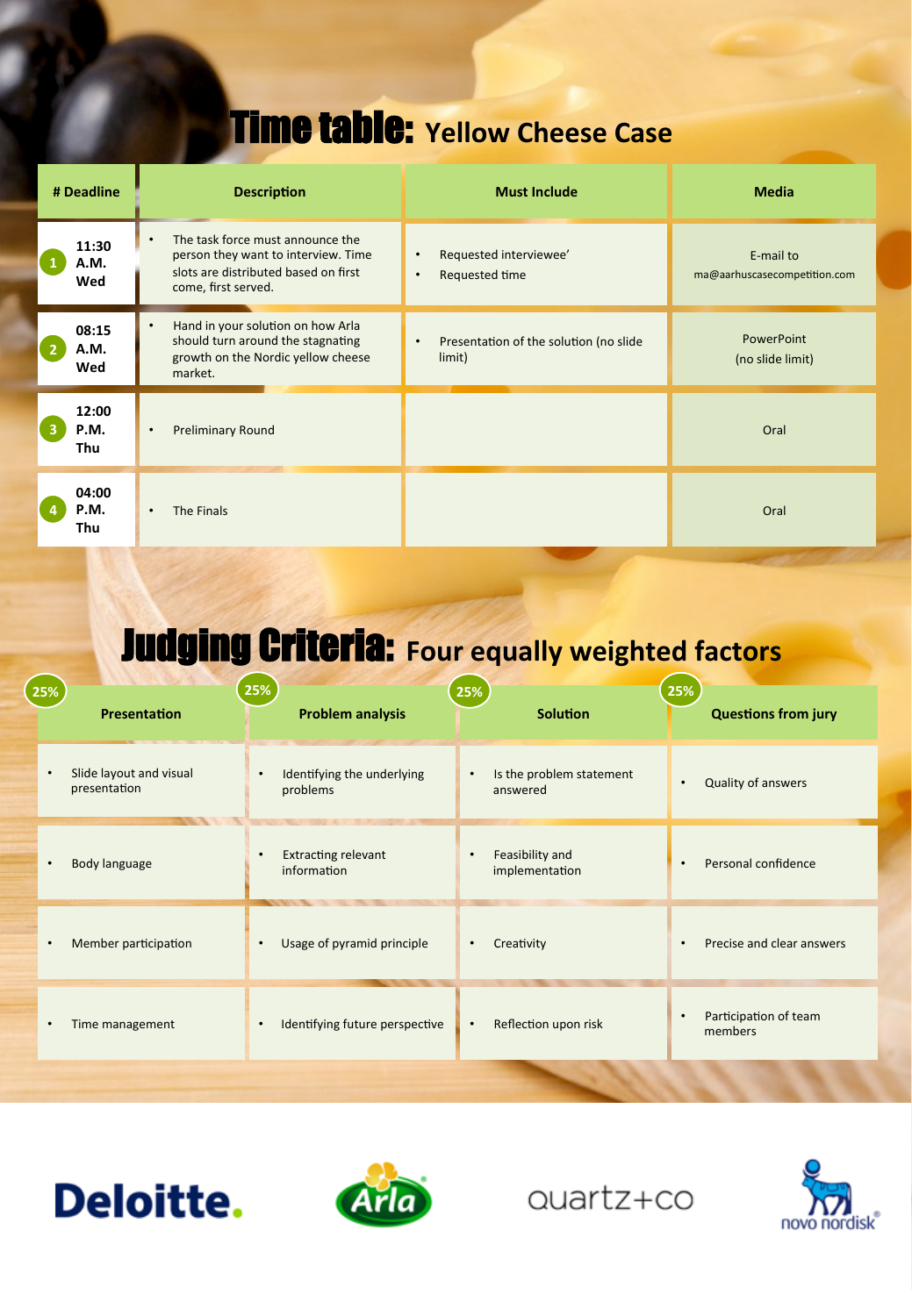# Time table: Yellow Cheese Case

| # Deadline | Description | Must Include | Media |
|---|---|---|---|
| 1 11:30 A.M. Wed | • The task force must announce the person they want to interview. Time slots are distributed based on first come, first served. | • Requested interviewee' • Requested time | E-mail to ma@aarhuscasecompetition.com |
| 2 08:15 A.M. Wed | • Hand in your solution on how Arla should turn around the stagnating growth on the Nordic yellow cheese market. | • Presentation of the solution (no slide limit) | PowerPoint (no slide limit) |
| 3 12:00 P.M. Thu | • Preliminary Round | | Oral |
| 4 04:00 P.M. Thu | • The Finals | | Oral |

# Judging Criteria: Four equally weighted factors

| 25% Presentation | 25% Problem analysis | 25% Solution | 25% Questions from jury |
|---|---|---|---|
| • Slide layout and visual presentation | • Identifying the underlying problems | • Is the problem statement answered | • Quality of answers |
| • Body language | • Extracting relevant information | • Feasibility and implementation | • Personal confidence |
| • Member participation | • Usage of pyramid principle | • Creativity | • Precise and clear answers |
| • Time management | • Identifying future perspective | • Reflection upon risk | • Participation of team members |

Deloitte. Arla quartz+co novo nordisk